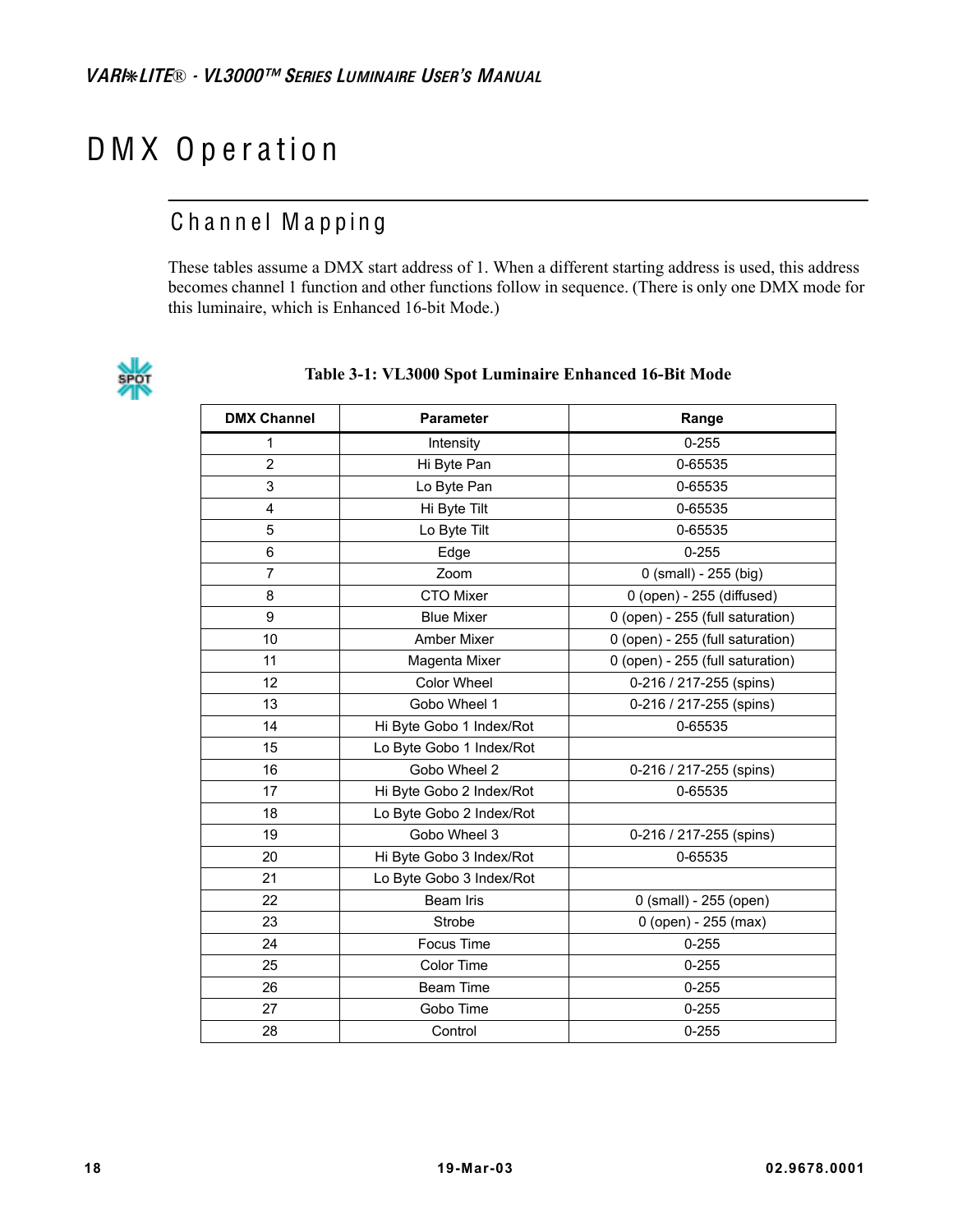// DMX Operation

## Channel Mapping

These tables assume a DMX start address of 1. When a different starting address is used, this address becomes channel 1 function and other functions follow in sequence. (There is only one DMX mode for this luminaire, which is Enhanced 16-bit Mode.)

SPOT

**Table 3-1: VL3000 Spot Luminaire Enhanced 16-Bit Mode**

| DMX Channel | Parameter | Range |
|---|---|---|
| 1 | Intensity | 0-255 |
| 2 | Hi Byte Pan | 0-65535 |
| 3 | Lo Byte Pan | 0-65535 |
| 4 | Hi Byte Tilt | 0-65535 |
| 5 | Lo Byte Tilt | 0-65535 |
| 6 | Edge | 0-255 |
| 7 | Zoom | 0 (small) - 255 (big) |
| 8 | CTO Mixer | 0 (open) - 255 (diffused) |
| 9 | Blue Mixer | 0 (open) - 255 (full saturation) |
| 10 | Amber Mixer | 0 (open) - 255 (full saturation) |
| 11 | Magenta Mixer | 0 (open) - 255 (full saturation) |
| 12 | Color Wheel | 0-216 / 217-255 (spins) |
| 13 | Gobo Wheel 1 | 0-216 / 217-255 (spins) |
| 14 | Hi Byte Gobo 1 Index/Rot | 0-65535 |
| 15 | Lo Byte Gobo 1 Index/Rot | |
| 16 | Gobo Wheel 2 | 0-216 / 217-255 (spins) |
| 17 | Hi Byte Gobo 2 Index/Rot | 0-65535 |
| 18 | Lo Byte Gobo 2 Index/Rot | |
| 19 | Gobo Wheel 3 | 0-216 / 217-255 (spins) |
| 20 | Hi Byte Gobo 3 Index/Rot | 0-65535 |
| 21 | Lo Byte Gobo 3 Index/Rot | |
| 22 | Beam Iris | 0 (small) - 255 (open) |
| 23 | Strobe | 0 (open) - 255 (max) |
| 24 | Focus Time | 0-255 |
| 25 | Color Time | 0-255 |
| 26 | Beam Time | 0-255 |
| 27 | Gobo Time | 0-255 |
| 28 | Control | 0-255 |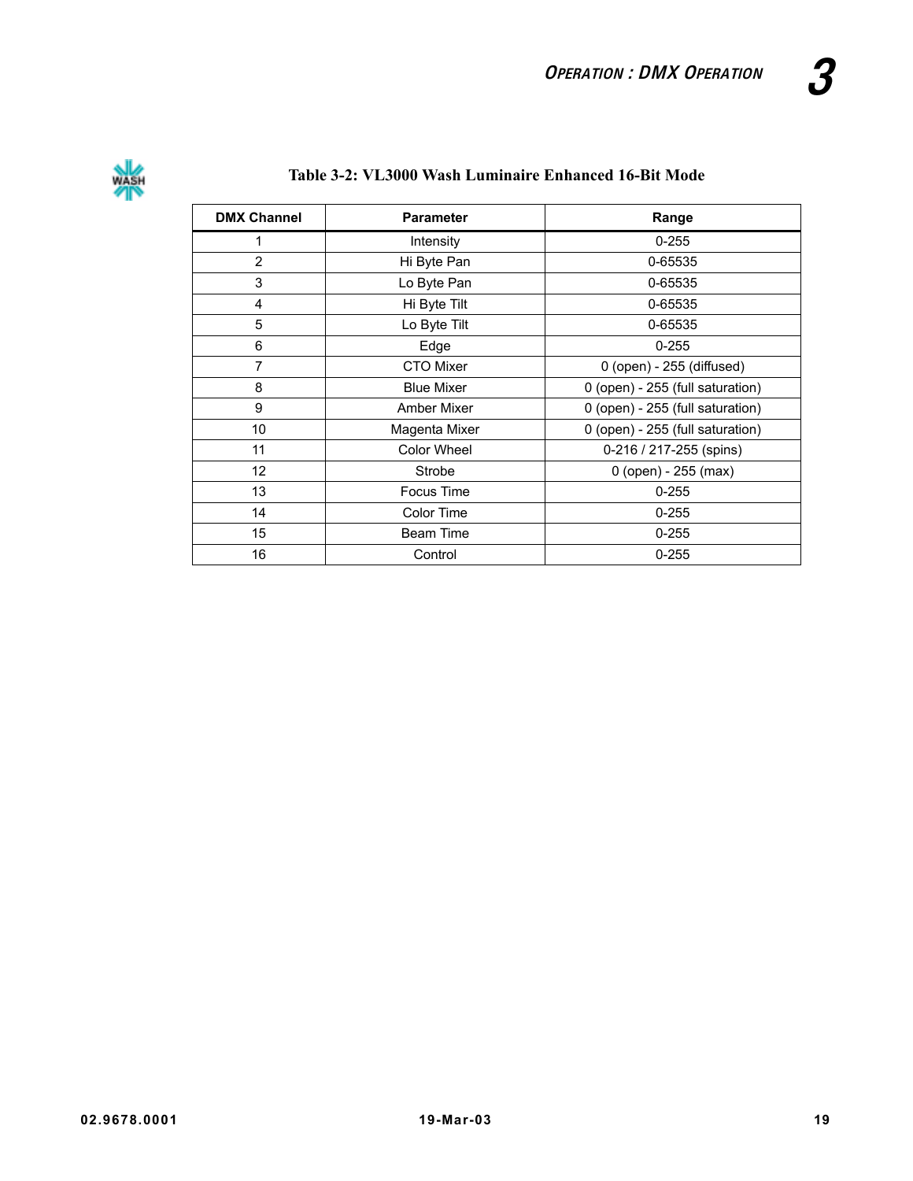**Table 3-2: VL3000 Wash Luminaire Enhanced 16-Bit Mode**

| DMX Channel | Parameter | Range |
|---|---|---|
| 1 | Intensity | 0-255 |
| 2 | Hi Byte Pan | 0-65535 |
| 3 | Lo Byte Pan | 0-65535 |
| 4 | Hi Byte Tilt | 0-65535 |
| 5 | Lo Byte Tilt | 0-65535 |
| 6 | Edge | 0-255 |
| 7 | CTO Mixer | 0 (open) - 255 (diffused) |
| 8 | Blue Mixer | 0 (open) - 255 (full saturation) |
| 9 | Amber Mixer | 0 (open) - 255 (full saturation) |
| 10 | Magenta Mixer | 0 (open) - 255 (full saturation) |
| 11 | Color Wheel | 0-216 / 217-255 (spins) |
| 12 | Strobe | 0 (open) - 255 (max) |
| 13 | Focus Time | 0-255 |
| 14 | Color Time | 0-255 |
| 15 | Beam Time | 0-255 |
| 16 | Control | 0-255 |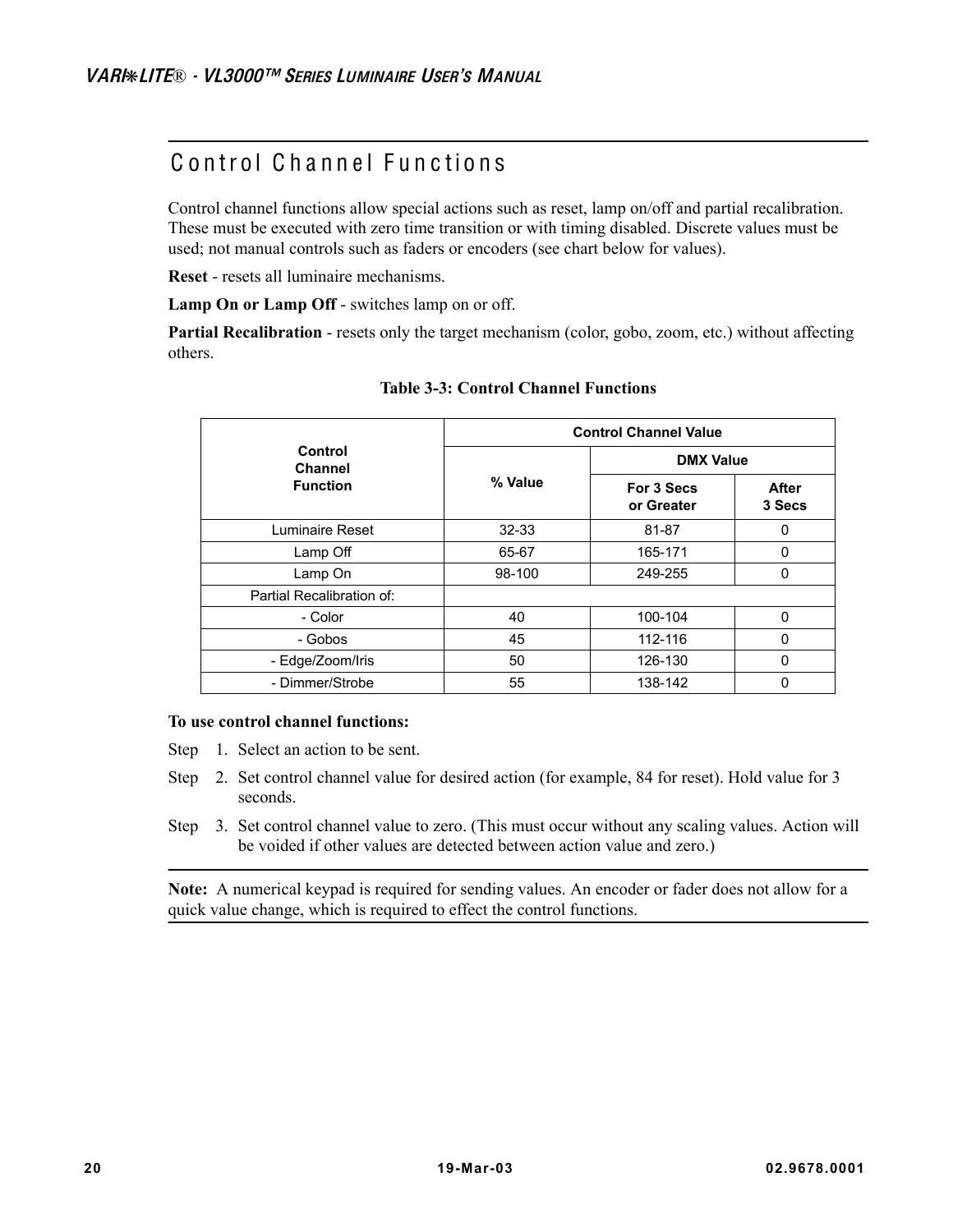# Control Channel Functions

Control channel functions allow special actions such as reset, lamp on/off and partial recalibration. These must be executed with zero time transition or with timing disabled. Discrete values must be used; not manual controls such as faders or encoders (see chart below for values).

**Reset** - resets all luminaire mechanisms.

**Lamp On or Lamp Off** - switches lamp on or off.

**Partial Recalibration** - resets only the target mechanism (color, gobo, zoom, etc.) without affecting others.

**Table 3-3: Control Channel Functions**

| Control Channel Function | Control Channel Value | | |
|---|---|---|---|
| | % Value | DMX Value | |
| | | For 3 Secs or Greater | After 3 Secs |
| Luminaire Reset | 32-33 | 81-87 | 0 |
| Lamp Off | 65-67 | 165-171 | 0 |
| Lamp On | 98-100 | 249-255 | 0 |
| Partial Recalibration of: | | | |
| - Color | 40 | 100-104 | 0 |
| - Gobos | 45 | 112-116 | 0 |
| - Edge/Zoom/Iris | 50 | 126-130 | 0 |
| - Dimmer/Strobe | 55 | 138-142 | 0 |

**To use control channel functions:**

Step 1. Select an action to be sent.

Step 2. Set control channel value for desired action (for example, 84 for reset). Hold value for 3 seconds.

Step 3. Set control channel value to zero. (This must occur without any scaling values. Action will be voided if other values are detected between action value and zero.)

**Note:** A numerical keypad is required for sending values. An encoder or fader does not allow for a quick value change, which is required to effect the control functions.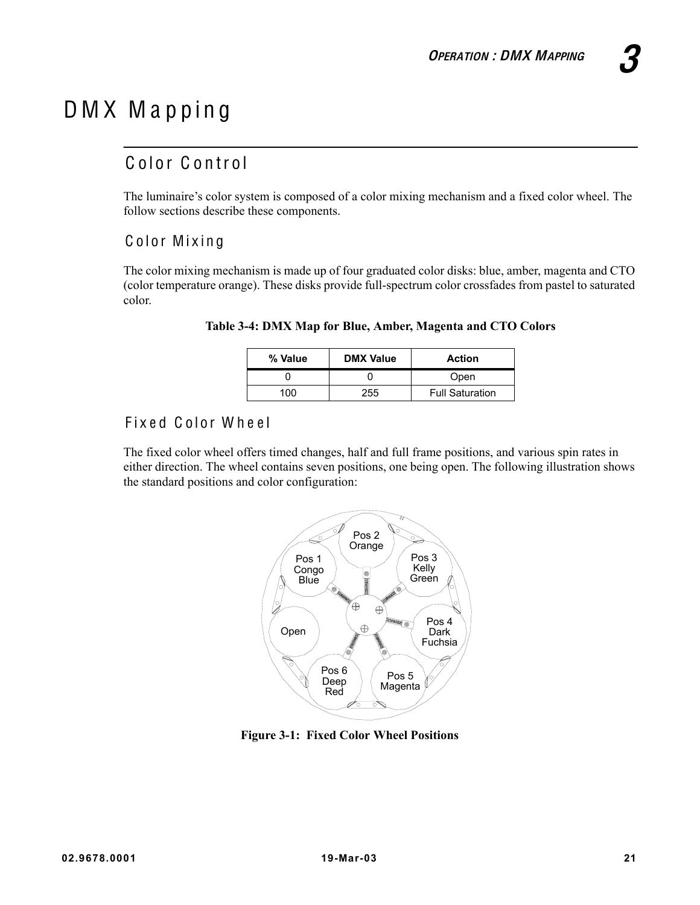# DMX Mapping

## Color Control

The luminaire's color system is composed of a color mixing mechanism and a fixed color wheel. The follow sections describe these components.

### Color Mixing

The color mixing mechanism is made up of four graduated color disks: blue, amber, magenta and CTO (color temperature orange). These disks provide full-spectrum color crossfades from pastel to saturated color.

**Table 3-4: DMX Map for Blue, Amber, Magenta and CTO Colors**

| % Value | DMX Value | Action |
|---|---|---|
| 0 | 0 | Open |
| 100 | 255 | Full Saturation |

### Fixed Color Wheel

The fixed color wheel offers timed changes, half and full frame positions, and various spin rates in either direction. The wheel contains seven positions, one being open. The following illustration shows the standard positions and color configuration:

Pos 2 Orange

Pos 1 Congo Blue

Pos 3 Kelly Green

Open

Pos 4 Dark Fuchsia

Pos 6 Deep Red

Pos 5 Magenta

**Figure 3-1: Fixed Color Wheel Positions**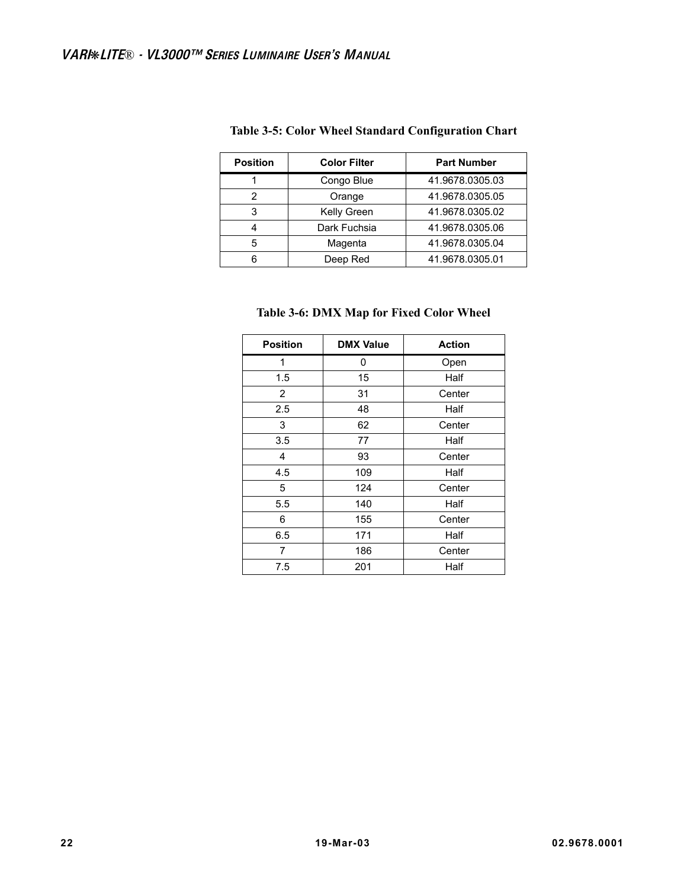**Table 3-5: Color Wheel Standard Configuration Chart**

| Position | Color Filter | Part Number |
|---|---|---|
| 1 | Congo Blue | 41.9678.0305.03 |
| 2 | Orange | 41.9678.0305.05 |
| 3 | Kelly Green | 41.9678.0305.02 |
| 4 | Dark Fuchsia | 41.9678.0305.06 |
| 5 | Magenta | 41.9678.0305.04 |
| 6 | Deep Red | 41.9678.0305.01 |

**Table 3-6: DMX Map for Fixed Color Wheel**

| Position | DMX Value | Action |
|---|---|---|
| 1 | 0 | Open |
| 1.5 | 15 | Half |
| 2 | 31 | Center |
| 2.5 | 48 | Half |
| 3 | 62 | Center |
| 3.5 | 77 | Half |
| 4 | 93 | Center |
| 4.5 | 109 | Half |
| 5 | 124 | Center |
| 5.5 | 140 | Half |
| 6 | 155 | Center |
| 6.5 | 171 | Half |
| 7 | 186 | Center |
| 7.5 | 201 | Half |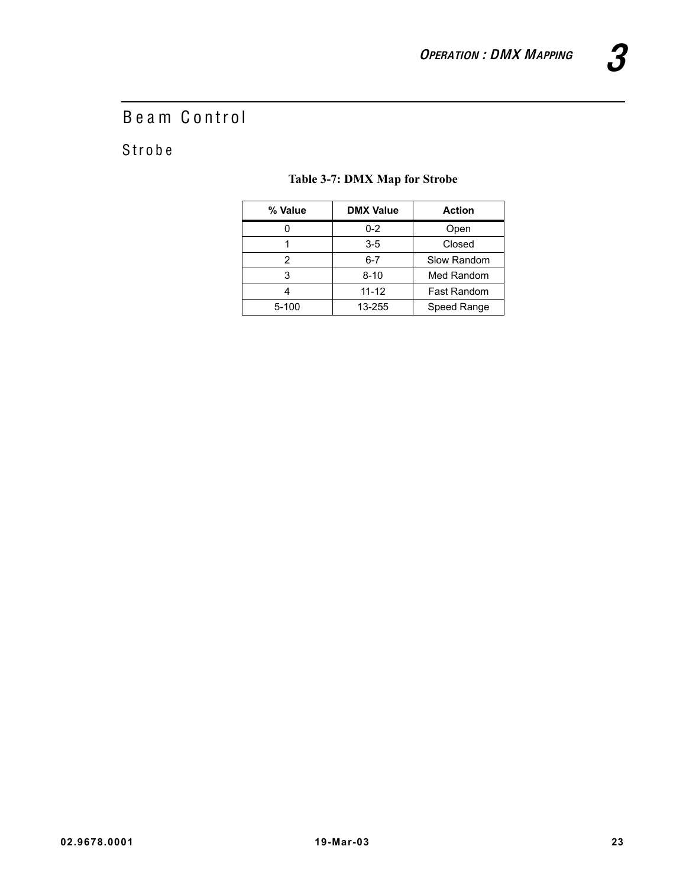# Beam Control

## Strobe

**Table 3-7: DMX Map for Strobe**

| % Value | DMX Value | Action |
|---|---|---|
| 0 | 0-2 | Open |
| 1 | 3-5 | Closed |
| 2 | 6-7 | Slow Random |
| 3 | 8-10 | Med Random |
| 4 | 11-12 | Fast Random |
| 5-100 | 13-255 | Speed Range |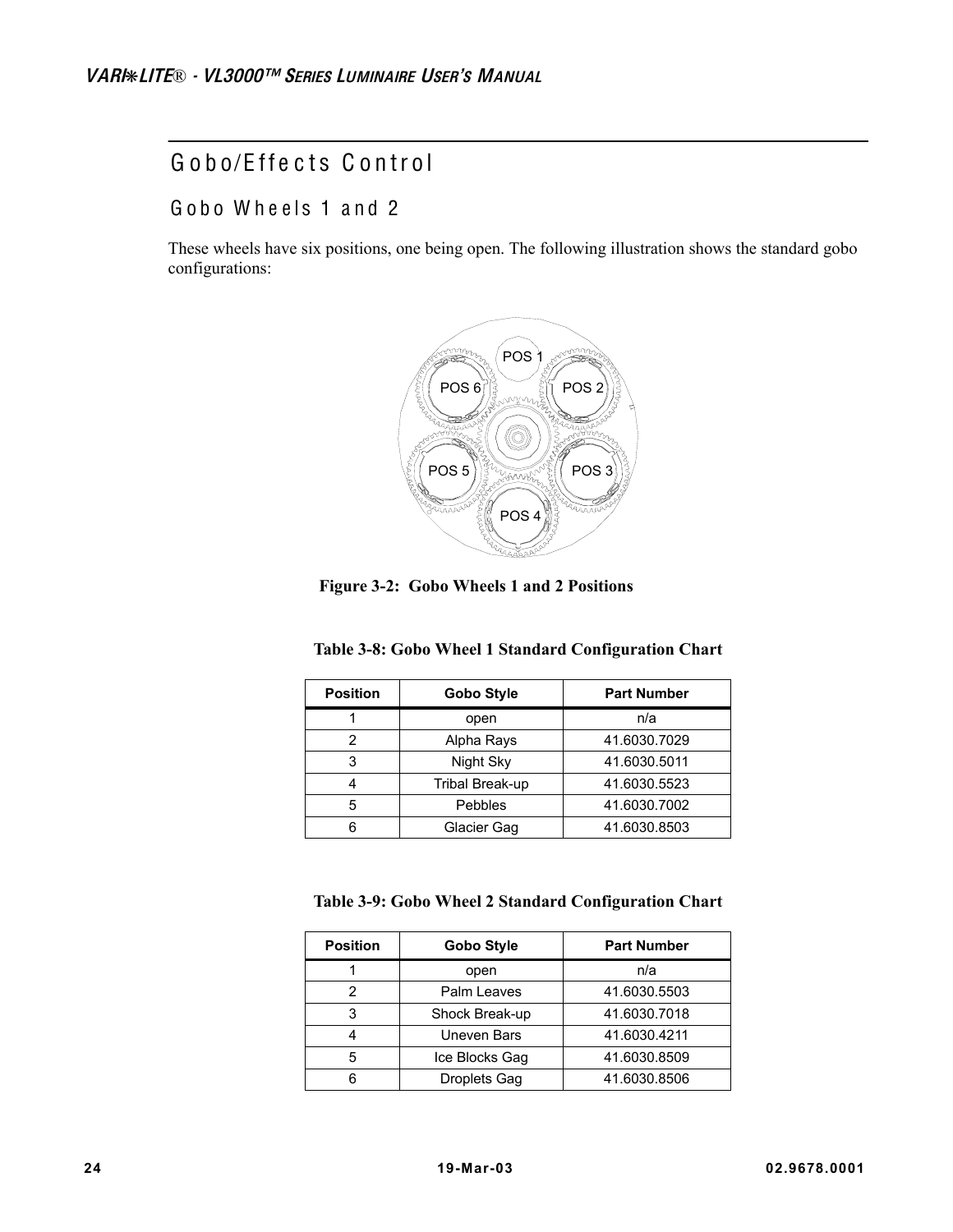## Gobo/Effects Control

### Gobo Wheels 1 and 2

These wheels have six positions, one being open. The following illustration shows the standard gobo configurations:

Figure 3-2: Gobo Wheels 1 and 2 Positions

**Table 3-8: Gobo Wheel 1 Standard Configuration Chart**

| Position | Gobo Style | Part Number |
|---|---|---|
| 1 | open | n/a |
| 2 | Alpha Rays | 41.6030.7029 |
| 3 | Night Sky | 41.6030.5011 |
| 4 | Tribal Break-up | 41.6030.5523 |
| 5 | Pebbles | 41.6030.7002 |
| 6 | Glacier Gag | 41.6030.8503 |

**Table 3-9: Gobo Wheel 2 Standard Configuration Chart**

| Position | Gobo Style | Part Number |
|---|---|---|
| 1 | open | n/a |
| 2 | Palm Leaves | 41.6030.5503 |
| 3 | Shock Break-up | 41.6030.7018 |
| 4 | Uneven Bars | 41.6030.4211 |
| 5 | Ice Blocks Gag | 41.6030.8509 |
| 6 | Droplets Gag | 41.6030.8506 |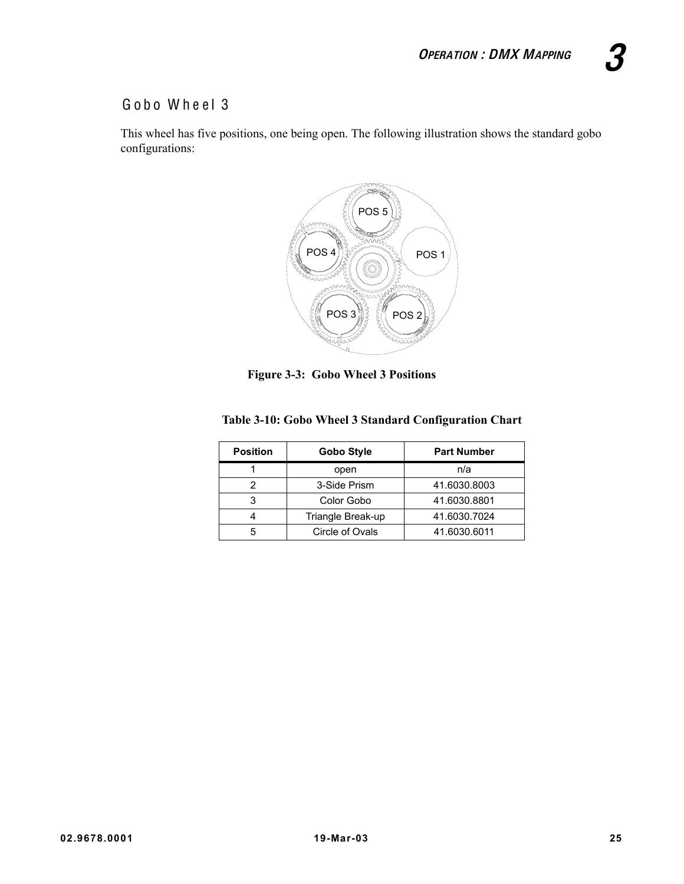## Gobo Wheel 3

This wheel has five positions, one being open. The following illustration shows the standard gobo configurations:

**Figure 3-3: Gobo Wheel 3 Positions**

**Table 3-10: Gobo Wheel 3 Standard Configuration Chart**

| Position | Gobo Style | Part Number |
|---|---|---|
| 1 | open | n/a |
| 2 | 3-Side Prism | 41.6030.8003 |
| 3 | Color Gobo | 41.6030.8801 |
| 4 | Triangle Break-up | 41.6030.7024 |
| 5 | Circle of Ovals | 41.6030.6011 |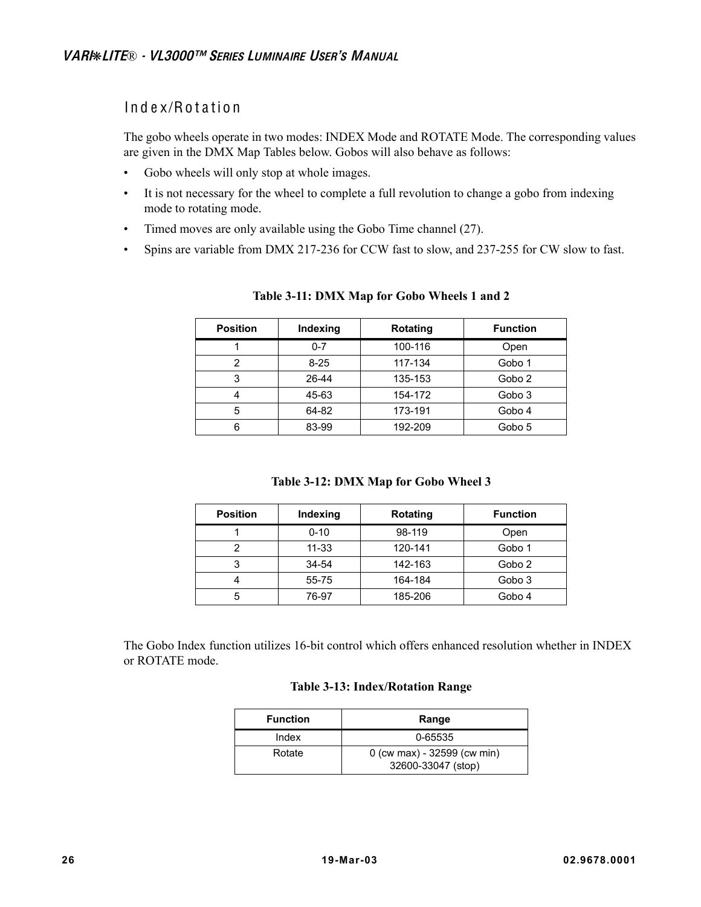## Index/Rotation

The gobo wheels operate in two modes: INDEX Mode and ROTATE Mode. The corresponding values are given in the DMX Map Tables below. Gobos will also behave as follows:

- Gobo wheels will only stop at whole images.
- It is not necessary for the wheel to complete a full revolution to change a gobo from indexing mode to rotating mode.
- Timed moves are only available using the Gobo Time channel (27).
- Spins are variable from DMX 217-236 for CCW fast to slow, and 237-255 for CW slow to fast.

**Table 3-11: DMX Map for Gobo Wheels 1 and 2**

| Position | Indexing | Rotating | Function |
|---|---|---|---|
| 1 | 0-7 | 100-116 | Open |
| 2 | 8-25 | 117-134 | Gobo 1 |
| 3 | 26-44 | 135-153 | Gobo 2 |
| 4 | 45-63 | 154-172 | Gobo 3 |
| 5 | 64-82 | 173-191 | Gobo 4 |
| 6 | 83-99 | 192-209 | Gobo 5 |

**Table 3-12: DMX Map for Gobo Wheel 3**

| Position | Indexing | Rotating | Function |
|---|---|---|---|
| 1 | 0-10 | 98-119 | Open |
| 2 | 11-33 | 120-141 | Gobo 1 |
| 3 | 34-54 | 142-163 | Gobo 2 |
| 4 | 55-75 | 164-184 | Gobo 3 |
| 5 | 76-97 | 185-206 | Gobo 4 |

The Gobo Index function utilizes 16-bit control which offers enhanced resolution whether in INDEX or ROTATE mode.

**Table 3-13: Index/Rotation Range**

| Function | Range |
|---|---|
| Index | 0-65535 |
| Rotate | 0 (cw max) - 32599 (cw min)<br>32600-33047 (stop) |